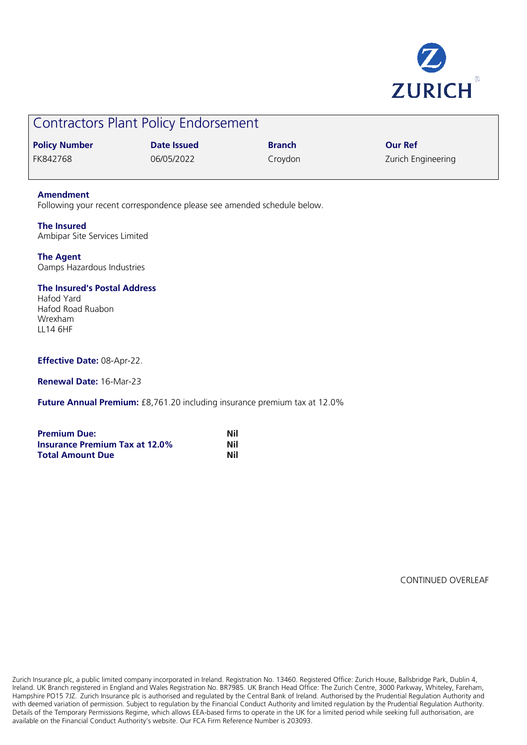ZURICH

# Contractors Plant Policy Endorsement

| Policy Number | Date Issued | Branch | Our Ref |
| --- | --- | --- | --- |
| FK842768 | 06/05/2022 | Croydon | Zurich Engineering |

**Amendment**
Following your recent correspondence please see amended schedule below.

**The Insured**
Ambipar Site Services Limited

**The Agent**
Oamps Hazardous Industries

**The Insured's Postal Address**
Hafod Yard
Hafod Road Ruabon
Wrexham
LL14 6HF

**Effective Date:** 08-Apr-22.

**Renewal Date:** 16-Mar-23

**Future Annual Premium:** £8,761.20 including insurance premium tax at 12.0%

| | |
| --- | --- |
| **Premium Due:** | **Nil** |
| **Insurance Premium Tax at 12.0%** | **Nil** |
| **Total Amount Due** | **Nil** |

CONTINUED OVERLEAF

Zurich Insurance plc, a public limited company incorporated in Ireland. Registration No. 13460. Registered Office: Zurich House, Ballsbridge Park, Dublin 4, Ireland. UK Branch registered in England and Wales Registration No. BR7985. UK Branch Head Office: The Zurich Centre, 3000 Parkway, Whiteley, Fareham, Hampshire PO15 7JZ. Zurich Insurance plc is authorised and regulated by the Central Bank of Ireland. Authorised by the Prudential Regulation Authority and with deemed variation of permission. Subject to regulation by the Financial Conduct Authority and limited regulation by the Prudential Regulation Authority. Details of the Temporary Permissions Regime, which allows EEA-based firms to operate in the UK for a limited period while seeking full authorisation, are available on the Financial Conduct Authority's website. Our FCA Firm Reference Number is 203093.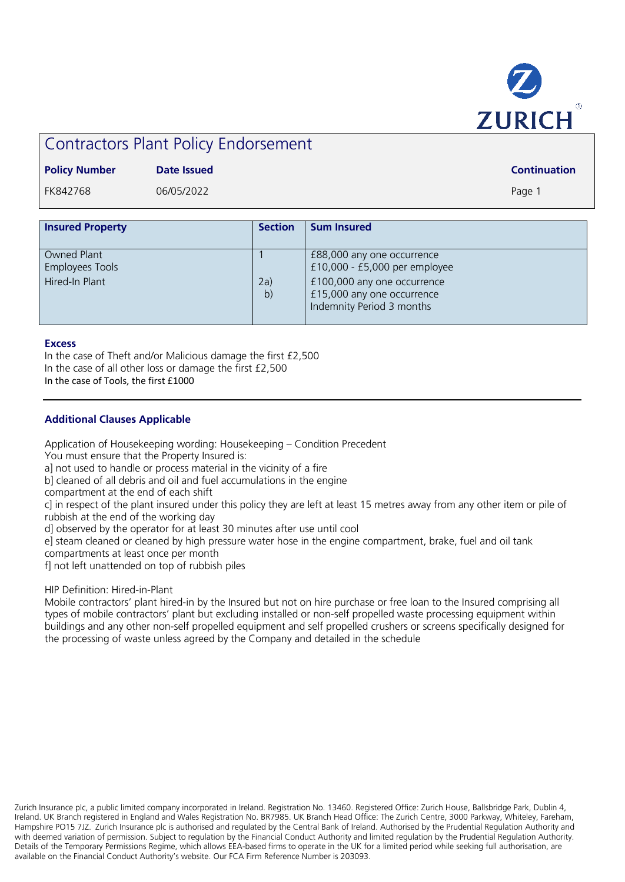# Contractors Plant Policy Endorsement

| **Policy Number** | **Date Issued** | **Continuation** |
|---|---|---|
| FK842768 | 06/05/2022 | Page 1 |

| **Insured Property** | **Section** | **Sum Insured** |
|---|---|---|
| Owned Plant | 1 | £88,000 any one occurrence |
| Employees Tools | | £10,000 - £5,000 per employee |
| Hired-In Plant | 2a) | £100,000 any one occurrence |
| | b) | £15,000 any one occurrence<br>Indemnity Period 3 months |

**Excess**

In the case of Theft and/or Malicious damage the first £2,500
In the case of all other loss or damage the first £2,500
In the case of Tools, the first £1000

---

**Additional Clauses Applicable**

Application of Housekeeping wording: Housekeeping – Condition Precedent
You must ensure that the Property Insured is:
a] not used to handle or process material in the vicinity of a fire
b] cleaned of all debris and oil and fuel accumulations in the engine
compartment at the end of each shift
c] in respect of the plant insured under this policy they are left at least 15 metres away from any other item or pile of rubbish at the end of the working day
d] observed by the operator for at least 30 minutes after use until cool
e] steam cleaned or cleaned by high pressure water hose in the engine compartment, brake, fuel and oil tank compartments at least once per month
f] not left unattended on top of rubbish piles

HIP Definition: Hired-in-Plant
Mobile contractors' plant hired-in by the Insured but not on hire purchase or free loan to the Insured comprising all types of mobile contractors' plant but excluding installed or non-self propelled waste processing equipment within buildings and any other non-self propelled equipment and self propelled crushers or screens specifically designed for the processing of waste unless agreed by the Company and detailed in the schedule

Zurich Insurance plc, a public limited company incorporated in Ireland. Registration No. 13460. Registered Office: Zurich House, Ballsbridge Park, Dublin 4, Ireland. UK Branch registered in England and Wales Registration No. BR7985. UK Branch Head Office: The Zurich Centre, 3000 Parkway, Whiteley, Fareham, Hampshire PO15 7JZ. Zurich Insurance plc is authorised and regulated by the Central Bank of Ireland. Authorised by the Prudential Regulation Authority and with deemed variation of permission. Subject to regulation by the Financial Conduct Authority and limited regulation by the Prudential Regulation Authority. Details of the Temporary Permissions Regime, which allows EEA-based firms to operate in the UK for a limited period while seeking full authorisation, are available on the Financial Conduct Authority's website. Our FCA Firm Reference Number is 203093.